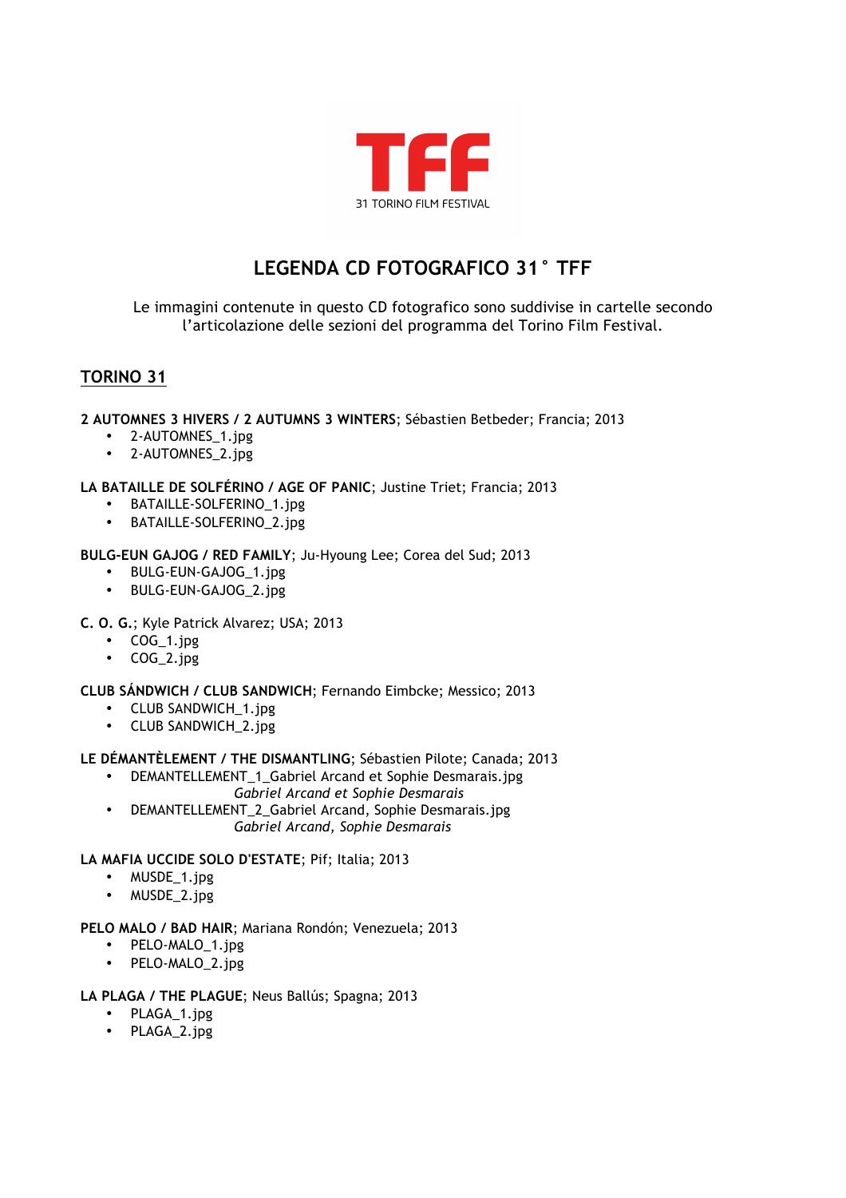TFF

31 TORINO FILM FESTIVAL

# LEGENDA CD FOTOGRAFICO 31° TFF

Le immagini contenute in questo CD fotografico sono suddivise in cartelle secondo l'articolazione delle sezioni del programma del Torino Film Festival.

## TORINO 31

**2 AUTOMNES 3 HIVERS / 2 AUTUMNS 3 WINTERS**; Sébastien Betbeder; Francia; 2013
- 2-AUTOMNES_1.jpg
- 2-AUTOMNES_2.jpg

**LA BATAILLE DE SOLFÉRINO / AGE OF PANIC**; Justine Triet; Francia; 2013
- BATAILLE-SOLFERINO_1.jpg
- BATAILLE-SOLFERINO_2.jpg

**BULG-EUN GAJOG / RED FAMILY**; Ju-Hyoung Lee; Corea del Sud; 2013
- BULG-EUN-GAJOG_1.jpg
- BULG-EUN-GAJOG_2.jpg

**C. O. G.**; Kyle Patrick Alvarez; USA; 2013
- COG_1.jpg
- COG_2.jpg

**CLUB SÁNDWICH / CLUB SANDWICH**; Fernando Eimbcke; Messico; 2013
- CLUB SANDWICH_1.jpg
- CLUB SANDWICH_2.jpg

**LE DÉMANTÈLEMENT / THE DISMANTLING**; Sébastien Pilote; Canada; 2013
- DEMANTELLEMENT_1_Gabriel Arcand et Sophie Desmarais.jpg
  *Gabriel Arcand et Sophie Desmarais*
- DEMANTELLEMENT_2_Gabriel Arcand, Sophie Desmarais.jpg
  *Gabriel Arcand, Sophie Desmarais*

**LA MAFIA UCCIDE SOLO D'ESTATE**; Pif; Italia; 2013
- MUSDE_1.jpg
- MUSDE_2.jpg

**PELO MALO / BAD HAIR**; Mariana Rondón; Venezuela; 2013
- PELO-MALO_1.jpg
- PELO-MALO_2.jpg

**LA PLAGA / THE PLAGUE**; Neus Ballús; Spagna; 2013
- PLAGA_1.jpg
- PLAGA_2.jpg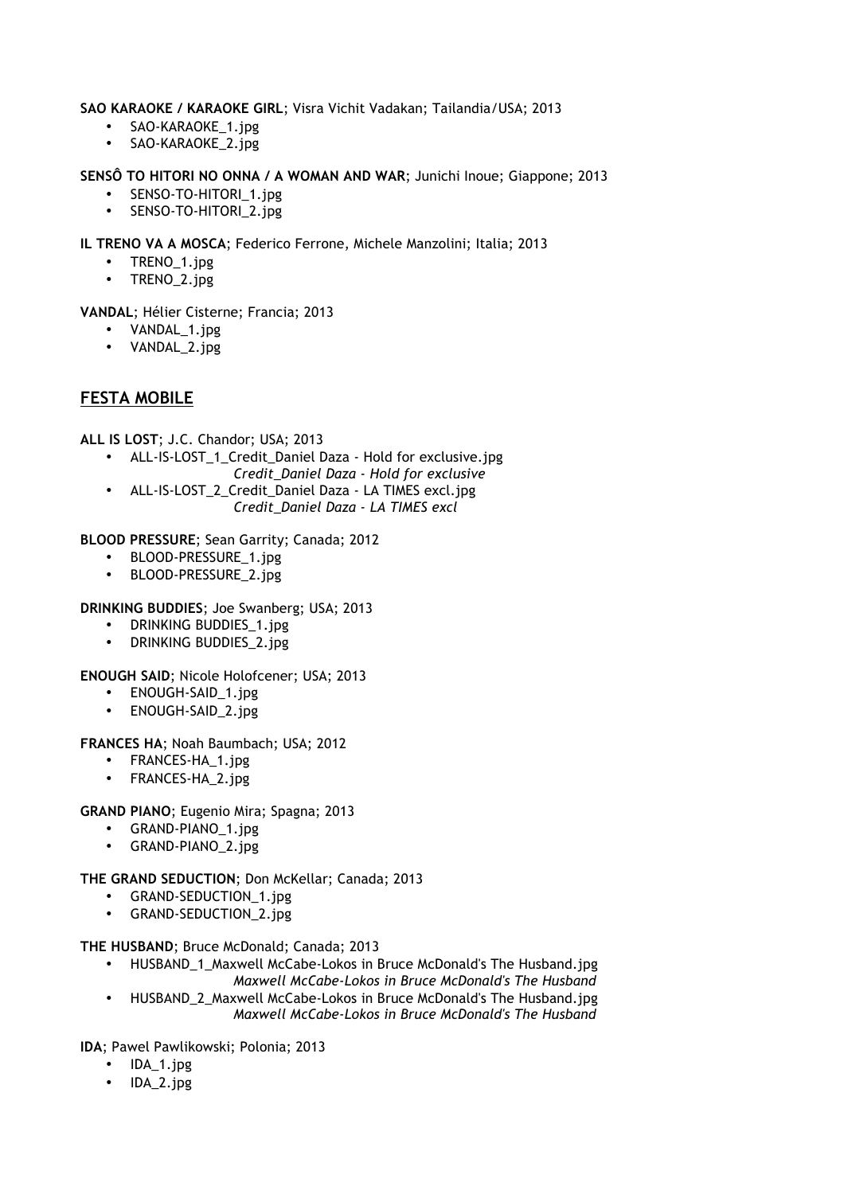**SAO KARAOKE / KARAOKE GIRL**; Visra Vichit Vadakan; Tailandia/USA; 2013

- SAO-KARAOKE_1.jpg
- SAO-KARAOKE_2.jpg

**SENSÔ TO HITORI NO ONNA / A WOMAN AND WAR**; Junichi Inoue; Giappone; 2013

- SENSO-TO-HITORI_1.jpg
- SENSO-TO-HITORI_2.jpg

**IL TRENO VA A MOSCA**; Federico Ferrone, Michele Manzolini; Italia; 2013

- TRENO_1.jpg
- TRENO_2.jpg

**VANDAL**; Hélier Cisterne; Francia; 2013

- VANDAL_1.jpg
- VANDAL_2.jpg

## FESTA MOBILE

**ALL IS LOST**; J.C. Chandor; USA; 2013

- ALL-IS-LOST_1_Credit_Daniel Daza - Hold for exclusive.jpg
  *Credit_Daniel Daza - Hold for exclusive*
- ALL-IS-LOST_2_Credit_Daniel Daza - LA TIMES excl.jpg
  *Credit_Daniel Daza - LA TIMES excl*

**BLOOD PRESSURE**; Sean Garrity; Canada; 2012

- BLOOD-PRESSURE_1.jpg
- BLOOD-PRESSURE_2.jpg

**DRINKING BUDDIES**; Joe Swanberg; USA; 2013

- DRINKING BUDDIES_1.jpg
- DRINKING BUDDIES_2.jpg

**ENOUGH SAID**; Nicole Holofcener; USA; 2013

- ENOUGH-SAID_1.jpg
- ENOUGH-SAID_2.jpg

**FRANCES HA**; Noah Baumbach; USA; 2012

- FRANCES-HA_1.jpg
- FRANCES-HA_2.jpg

**GRAND PIANO**; Eugenio Mira; Spagna; 2013

- GRAND-PIANO_1.jpg
- GRAND-PIANO_2.jpg

**THE GRAND SEDUCTION**; Don McKellar; Canada; 2013

- GRAND-SEDUCTION_1.jpg
- GRAND-SEDUCTION_2.jpg

**THE HUSBAND**; Bruce McDonald; Canada; 2013

- HUSBAND_1_Maxwell McCabe-Lokos in Bruce McDonald's The Husband.jpg
  *Maxwell McCabe-Lokos in Bruce McDonald's The Husband*
- HUSBAND_2_Maxwell McCabe-Lokos in Bruce McDonald's The Husband.jpg
  *Maxwell McCabe-Lokos in Bruce McDonald's The Husband*

**IDA**; Pawel Pawlikowski; Polonia; 2013

- IDA_1.jpg
- IDA_2.jpg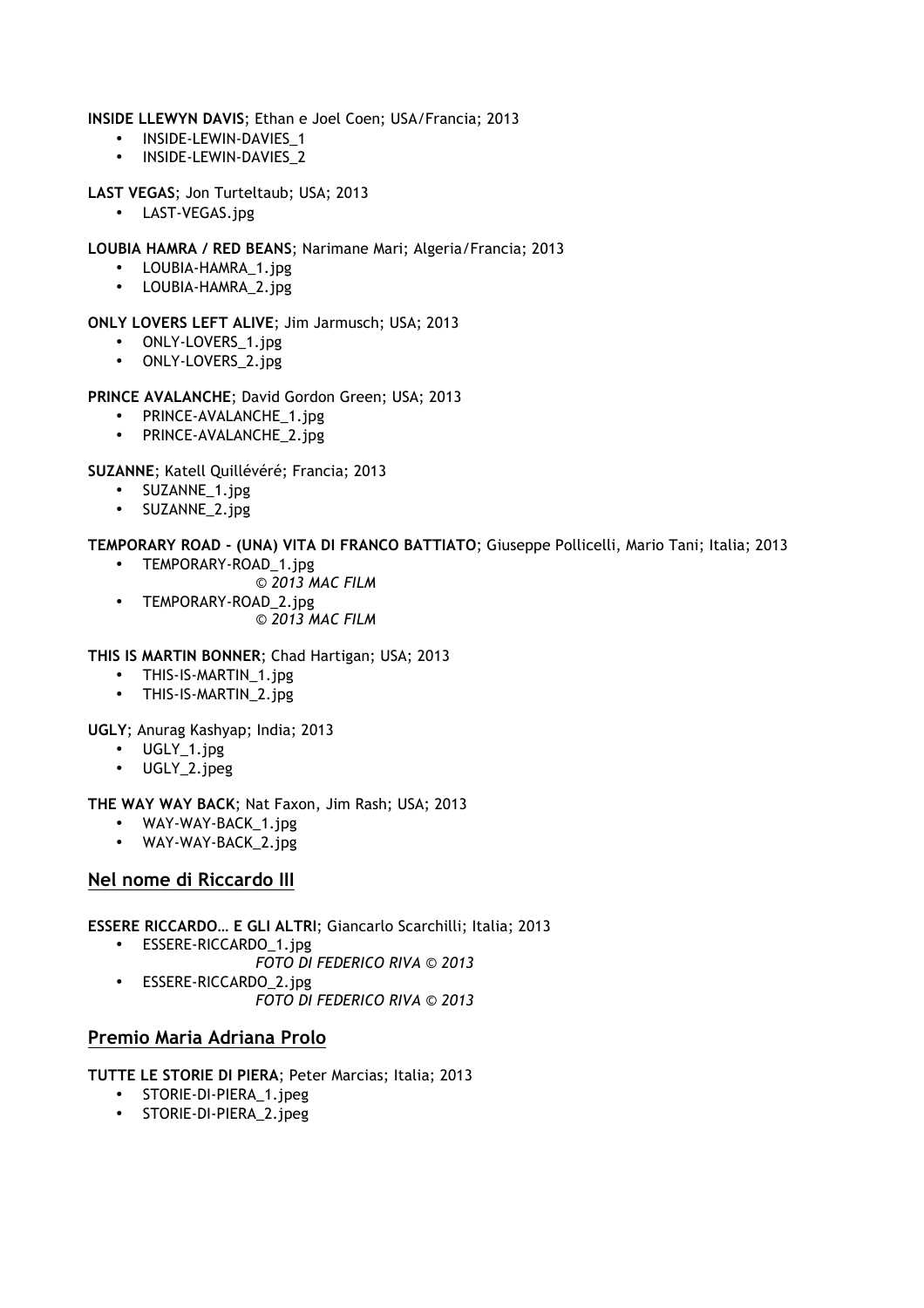**INSIDE LLEWYN DAVIS**; Ethan e Joel Coen; USA/Francia; 2013

- INSIDE-LEWIN-DAVIES_1
- INSIDE-LEWIN-DAVIES_2

**LAST VEGAS**; Jon Turteltaub; USA; 2013

- LAST-VEGAS.jpg

**LOUBIA HAMRA / RED BEANS**; Narimane Mari; Algeria/Francia; 2013

- LOUBIA-HAMRA_1.jpg
- LOUBIA-HAMRA_2.jpg

**ONLY LOVERS LEFT ALIVE**; Jim Jarmusch; USA; 2013

- ONLY-LOVERS_1.jpg
- ONLY-LOVERS_2.jpg

**PRINCE AVALANCHE**; David Gordon Green; USA; 2013

- PRINCE-AVALANCHE_1.jpg
- PRINCE-AVALANCHE_2.jpg

**SUZANNE**; Katell Quillévéré; Francia; 2013

- SUZANNE_1.jpg
- SUZANNE_2.jpg

**TEMPORARY ROAD - (UNA) VITA DI FRANCO BATTIATO**; Giuseppe Pollicelli, Mario Tani; Italia; 2013

- TEMPORARY-ROAD_1.jpg
  *© 2013 MAC FILM*
- TEMPORARY-ROAD_2.jpg
  *© 2013 MAC FILM*

**THIS IS MARTIN BONNER**; Chad Hartigan; USA; 2013

- THIS-IS-MARTIN_1.jpg
- THIS-IS-MARTIN_2.jpg

**UGLY**; Anurag Kashyap; India; 2013

- UGLY_1.jpg
- UGLY_2.jpeg

**THE WAY WAY BACK**; Nat Faxon, Jim Rash; USA; 2013

- WAY-WAY-BACK_1.jpg
- WAY-WAY-BACK_2.jpg

## Nel nome di Riccardo III

**ESSERE RICCARDO… E GLI ALTRI**; Giancarlo Scarchilli; Italia; 2013

- ESSERE-RICCARDO_1.jpg
  *FOTO DI FEDERICO RIVA © 2013*
- ESSERE-RICCARDO_2.jpg
  *FOTO DI FEDERICO RIVA © 2013*

## Premio Maria Adriana Prolo

**TUTTE LE STORIE DI PIERA**; Peter Marcias; Italia; 2013

- STORIE-DI-PIERA_1.jpeg
- STORIE-DI-PIERA_2.jpeg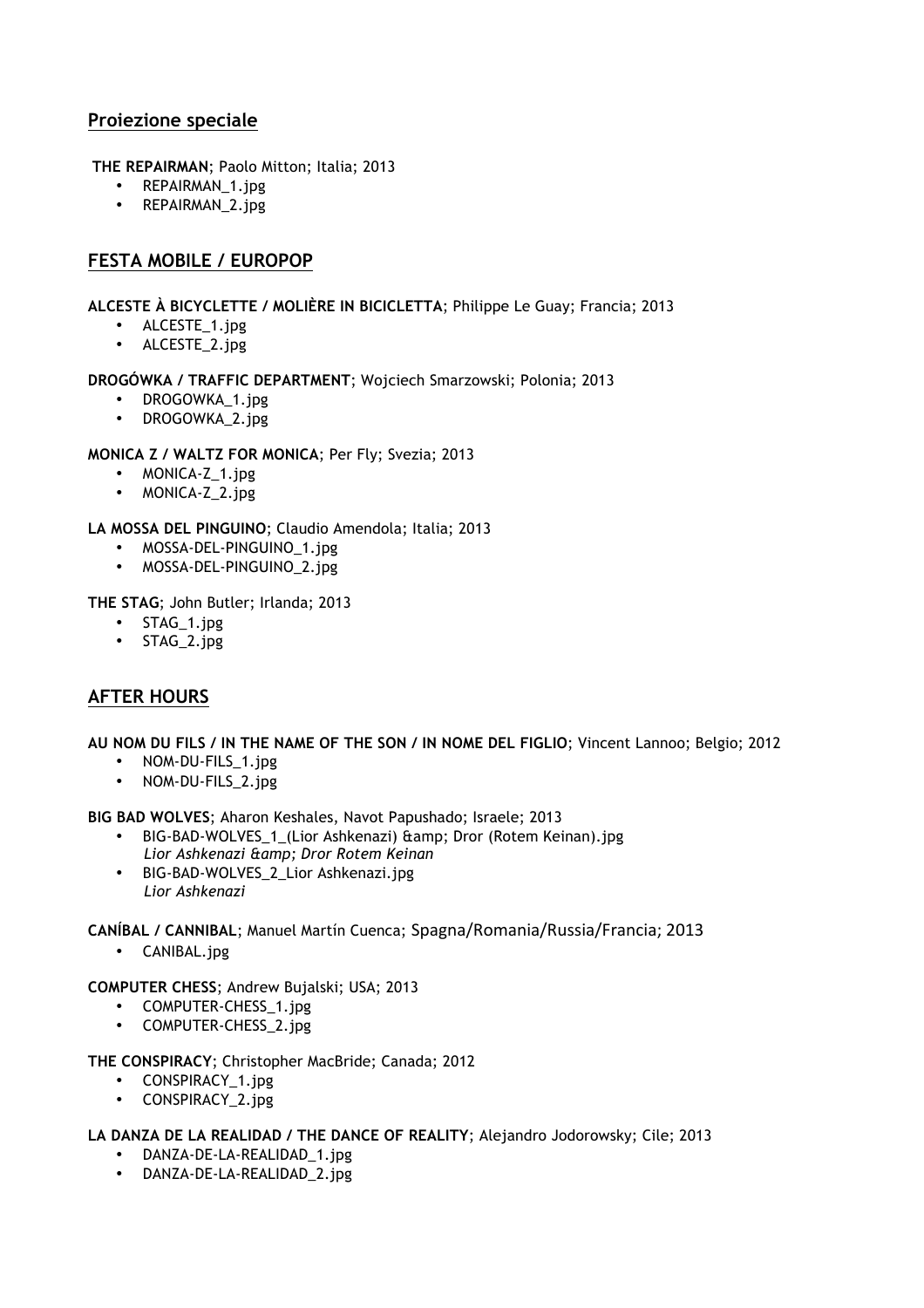## Proiezione speciale

**THE REPAIRMAN**; Paolo Mitton; Italia; 2013

- REPAIRMAN_1.jpg
- REPAIRMAN_2.jpg

## FESTA MOBILE / EUROPOP

**ALCESTE À BICYCLETTE / MOLIÈRE IN BICICLETTA**; Philippe Le Guay; Francia; 2013

- ALCESTE_1.jpg
- ALCESTE_2.jpg

**DROGÓWKA / TRAFFIC DEPARTMENT**; Wojciech Smarzowski; Polonia; 2013

- DROGOWKA_1.jpg
- DROGOWKA_2.jpg

**MONICA Z / WALTZ FOR MONICA**; Per Fly; Svezia; 2013

- MONICA-Z_1.jpg
- MONICA-Z_2.jpg

**LA MOSSA DEL PINGUINO**; Claudio Amendola; Italia; 2013

- MOSSA-DEL-PINGUINO_1.jpg
- MOSSA-DEL-PINGUINO_2.jpg

**THE STAG**; John Butler; Irlanda; 2013

- STAG_1.jpg
- STAG_2.jpg

## AFTER HOURS

**AU NOM DU FILS / IN THE NAME OF THE SON / IN NOME DEL FIGLIO**; Vincent Lannoo; Belgio; 2012

- NOM-DU-FILS_1.jpg
- NOM-DU-FILS_2.jpg

**BIG BAD WOLVES**; Aharon Keshales, Navot Papushado; Israele; 2013

- BIG-BAD-WOLVES_1_(Lior Ashkenazi) &amp; Dror (Rotem Keinan).jpg
  *Lior Ashkenazi &amp; Dror Rotem Keinan*
- BIG-BAD-WOLVES_2_Lior Ashkenazi.jpg
  *Lior Ashkenazi*

**CANÍBAL / CANNIBAL**; Manuel Martín Cuenca; Spagna/Romania/Russia/Francia; 2013

- CANIBAL.jpg

**COMPUTER CHESS**; Andrew Bujalski; USA; 2013

- COMPUTER-CHESS_1.jpg
- COMPUTER-CHESS_2.jpg

**THE CONSPIRACY**; Christopher MacBride; Canada; 2012

- CONSPIRACY_1.jpg
- CONSPIRACY_2.jpg

**LA DANZA DE LA REALIDAD / THE DANCE OF REALITY**; Alejandro Jodorowsky; Cile; 2013

- DANZA-DE-LA-REALIDAD_1.jpg
- DANZA-DE-LA-REALIDAD_2.jpg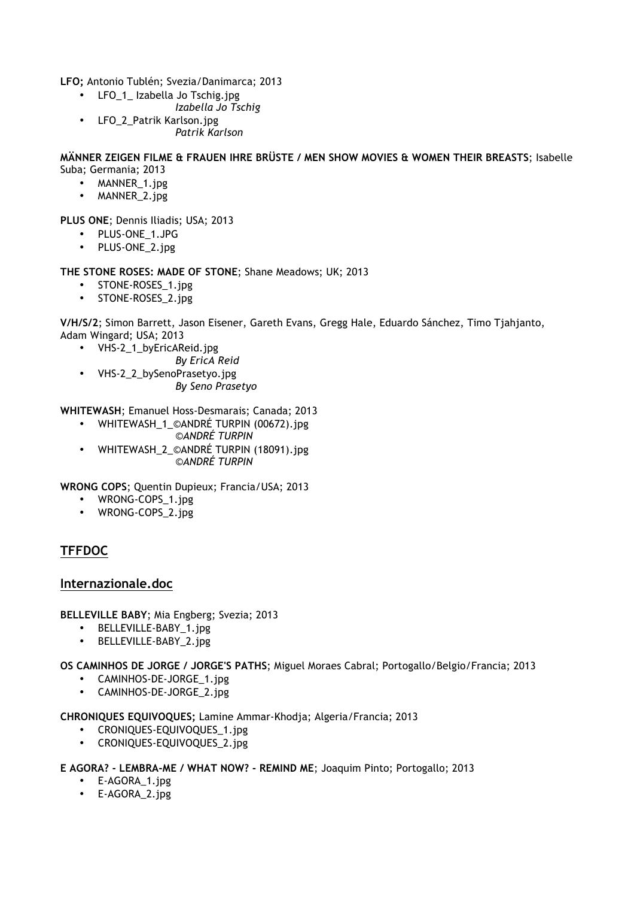**LFO;** Antonio Tublén; Svezia/Danimarca; 2013

- LFO_1_ Izabella Jo Tschig.jpg
  *Izabella Jo Tschig*
- LFO_2_Patrik Karlson.jpg
  *Patrik Karlson*

**MÄNNER ZEIGEN FILME & FRAUEN IHRE BRÜSTE / MEN SHOW MOVIES & WOMEN THEIR BREASTS**; Isabelle Suba; Germania; 2013

- MANNER_1.jpg
- MANNER_2.jpg

**PLUS ONE**; Dennis Iliadis; USA; 2013

- PLUS-ONE_1.JPG
- PLUS-ONE_2.jpg

**THE STONE ROSES: MADE OF STONE**; Shane Meadows; UK; 2013

- STONE-ROSES_1.jpg
- STONE-ROSES_2.jpg

**V/H/S/2**; Simon Barrett, Jason Eisener, Gareth Evans, Gregg Hale, Eduardo Sánchez, Timo Tjahjanto, Adam Wingard; USA; 2013

- VHS-2_1_byEricAReid.jpg
  *By EricA Reid*
- VHS-2_2_bySenoPrasetyo.jpg
  *By Seno Prasetyo*

**WHITEWASH**; Emanuel Hoss-Desmarais; Canada; 2013

- WHITEWASH_1_©ANDRÉ TURPIN (00672).jpg
  *©ANDRÉ TURPIN*
- WHITEWASH_2_©ANDRÉ TURPIN (18091).jpg
  *©ANDRÉ TURPIN*

**WRONG COPS**; Quentin Dupieux; Francia/USA; 2013

- WRONG-COPS_1.jpg
- WRONG-COPS_2.jpg

## TFFDOC

## Internazionale.doc

**BELLEVILLE BABY**; Mia Engberg; Svezia; 2013

- BELLEVILLE-BABY_1.jpg
- BELLEVILLE-BABY_2.jpg

**OS CAMINHOS DE JORGE / JORGE'S PATHS**; Miguel Moraes Cabral; Portogallo/Belgio/Francia; 2013

- CAMINHOS-DE-JORGE_1.jpg
- CAMINHOS-DE-JORGE_2.jpg

**CHRONIQUES EQUIVOQUES;** Lamine Ammar-Khodja; Algeria/Francia; 2013

- CRONIQUES-EQUIVOQUES_1.jpg
- CRONIQUES-EQUIVOQUES_2.jpg

**E AGORA? - LEMBRA-ME / WHAT NOW? - REMIND ME**; Joaquim Pinto; Portogallo; 2013

- E-AGORA_1.jpg
- E-AGORA_2.jpg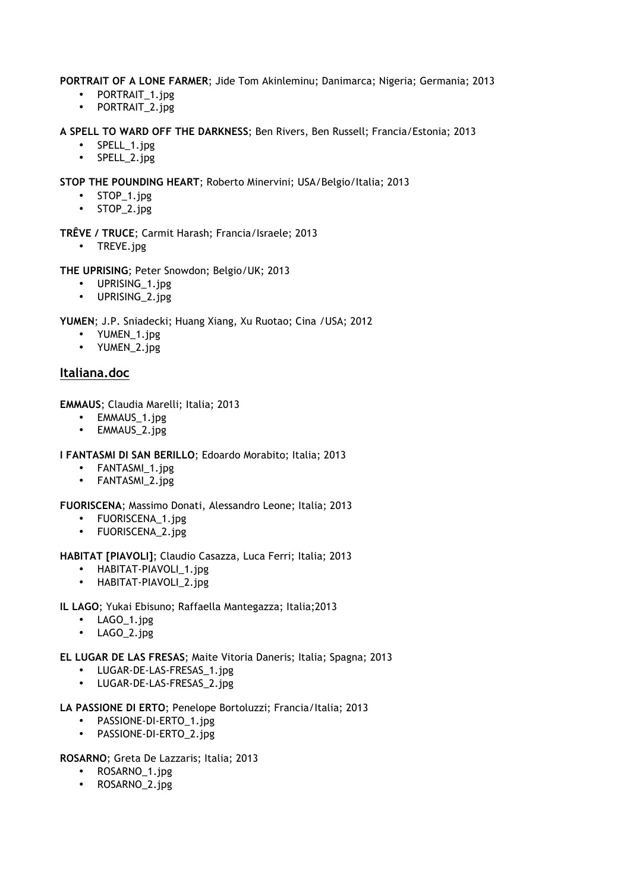**PORTRAIT OF A LONE FARMER**; Jide Tom Akinleminu; Danimarca; Nigeria; Germania; 2013

- PORTRAIT_1.jpg
- PORTRAIT_2.jpg

**A SPELL TO WARD OFF THE DARKNESS**; Ben Rivers, Ben Russell; Francia/Estonia; 2013

- SPELL_1.jpg
- SPELL_2.jpg

**STOP THE POUNDING HEART**; Roberto Minervini; USA/Belgio/Italia; 2013

- STOP_1.jpg
- STOP_2.jpg

**TRÊVE / TRUCE**; Carmit Harash; Francia/Israele; 2013

- TREVE.jpg

**THE UPRISING**; Peter Snowdon; Belgio/UK; 2013

- UPRISING_1.jpg
- UPRISING_2.jpg

**YUMEN**; J.P. Sniadecki; Huang Xiang, Xu Ruotao; Cina /USA; 2012

- YUMEN_1.jpg
- YUMEN_2.jpg

## Italiana.doc

**EMMAUS**; Claudia Marelli; Italia; 2013

- EMMAUS_1.jpg
- EMMAUS_2.jpg

**I FANTASMI DI SAN BERILLO**; Edoardo Morabito; Italia; 2013

- FANTASMI_1.jpg
- FANTASMI_2.jpg

**FUORISCENA**; Massimo Donati, Alessandro Leone; Italia; 2013

- FUORISCENA_1.jpg
- FUORISCENA_2.jpg

**HABITAT [PIAVOLI]**; Claudio Casazza, Luca Ferri; Italia; 2013

- HABITAT-PIAVOLI_1.jpg
- HABITAT-PIAVOLI_2.jpg

**IL LAGO**; Yukai Ebisuno; Raffaella Mantegazza; Italia;2013

- LAGO_1.jpg
- LAGO_2.jpg

**EL LUGAR DE LAS FRESAS**; Maite Vitoria Daneris; Italia; Spagna; 2013

- LUGAR-DE-LAS-FRESAS_1.jpg
- LUGAR-DE-LAS-FRESAS_2.jpg

**LA PASSIONE DI ERTO**; Penelope Bortoluzzi; Francia/Italia; 2013

- PASSIONE-DI-ERTO_1.jpg
- PASSIONE-DI-ERTO_2.jpg

**ROSARNO**; Greta De Lazzaris; Italia; 2013

- ROSARNO_1.jpg
- ROSARNO_2.jpg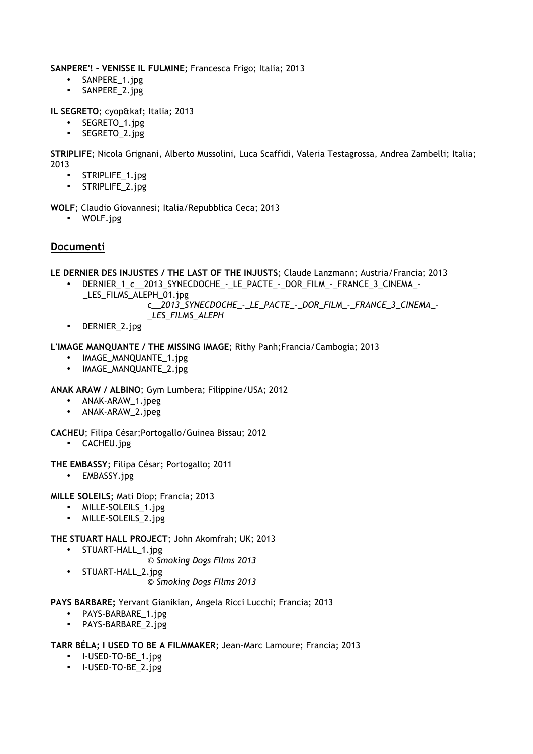**SANPERE'! – VENISSE IL FULMINE**; Francesca Frigo; Italia; 2013

- SANPERE_1.jpg
- SANPERE_2.jpg

**IL SEGRETO**; cyop&kaf; Italia; 2013

- SEGRETO_1.jpg
- SEGRETO_2.jpg

**STRIPLIFE**; Nicola Grignani, Alberto Mussolini, Luca Scaffidi, Valeria Testagrossa, Andrea Zambelli; Italia; 2013

- STRIPLIFE_1.jpg
- STRIPLIFE_2.jpg

**WOLF**; Claudio Giovannesi; Italia/Repubblica Ceca; 2013

- WOLF.jpg

## Documenti

**LE DERNIER DES INJUSTES / THE LAST OF THE INJUSTS**; Claude Lanzmann; Austria/Francia; 2013

- DERNIER_1_c__2013_SYNECDOCHE_-_LE_PACTE_-_DOR_FILM_-_FRANCE_3_CINEMA_-_LES_FILMS_ALEPH_01.jpg
  *c__2013_SYNECDOCHE_-_LE_PACTE_-_DOR_FILM_-_FRANCE_3_CINEMA_-_LES_FILMS_ALEPH*
- DERNIER_2.jpg

**L'IMAGE MANQUANTE / THE MISSING IMAGE**; Rithy Panh;Francia/Cambogia; 2013

- IMAGE_MANQUANTE_1.jpg
- IMAGE_MANQUANTE_2.jpg

**ANAK ARAW / ALBINO**; Gym Lumbera; Filippine/USA; 2012

- ANAK-ARAW_1.jpeg
- ANAK-ARAW_2.jpeg

**CACHEU**; Filipa César;Portogallo/Guinea Bissau; 2012

- CACHEU.jpg

**THE EMBASSY**; Filipa César; Portogallo; 2011

- EMBASSY.jpg

**MILLE SOLEILS**; Mati Diop; Francia; 2013

- MILLE-SOLEILS_1.jpg
- MILLE-SOLEILS_2.jpg

**THE STUART HALL PROJECT**; John Akomfrah; UK; 2013

- STUART-HALL_1.jpg
  *© Smoking Dogs FIlms 2013*
- STUART-HALL_2.jpg
  *© Smoking Dogs FIlms 2013*

**PAYS BARBARE;** Yervant Gianikian, Angela Ricci Lucchi; Francia; 2013

- PAYS-BARBARE_1.jpg
- PAYS-BARBARE_2.jpg

**TARR BÉLA; I USED TO BE A FILMMAKER**; Jean-Marc Lamoure; Francia; 2013

- I-USED-TO-BE_1.jpg
- I-USED-TO-BE_2.jpg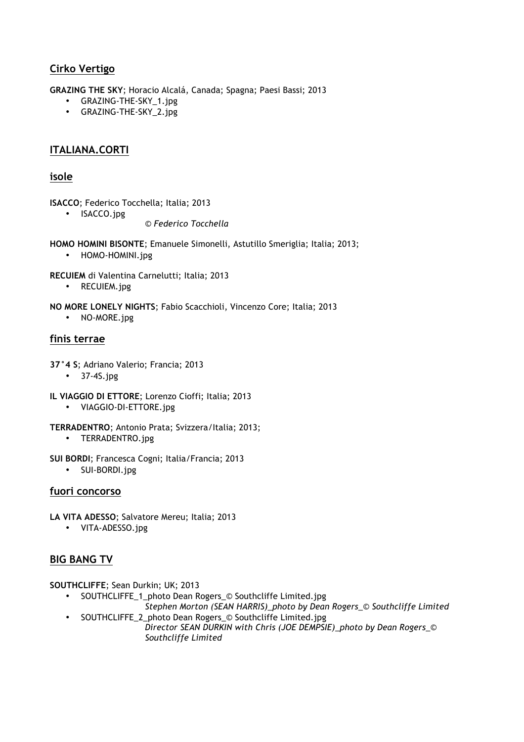## Cirko Vertigo

**GRAZING THE SKY**; Horacio Alcalá, Canada; Spagna; Paesi Bassi; 2013

- GRAZING-THE-SKY_1.jpg
- GRAZING-THE-SKY_2.jpg

## ITALIANA.CORTI

### isole

**ISACCO**; Federico Tocchella; Italia; 2013

- ISACCO.jpg

  *© Federico Tocchella*

**HOMO HOMINI BISONTE**; Emanuele Simonelli, Astutillo Smeriglia; Italia; 2013;

- HOMO-HOMINI.jpg

**RECUIEM** di Valentina Carnelutti; Italia; 2013

- RECUIEM.jpg

**NO MORE LONELY NIGHTS**; Fabio Scacchioli, Vincenzo Core; Italia; 2013

- NO-MORE.jpg

### finis terrae

**37°4 S**; Adriano Valerio; Francia; 2013

- 37-4S.jpg

**IL VIAGGIO DI ETTORE**; Lorenzo Cioffi; Italia; 2013

- VIAGGIO-DI-ETTORE.jpg

**TERRADENTRO**; Antonio Prata; Svizzera/Italia; 2013;

- TERRADENTRO.jpg

**SUI BORDI**; Francesca Cogni; Italia/Francia; 2013

- SUI-BORDI.jpg

### fuori concorso

**LA VITA ADESSO**; Salvatore Mereu; Italia; 2013

- VITA-ADESSO.jpg

## BIG BANG TV

**SOUTHCLIFFE**; Sean Durkin; UK; 2013

- SOUTHCLIFFE_1_photo Dean Rogers_© Southcliffe Limited.jpg

  *Stephen Morton (SEAN HARRIS)_photo by Dean Rogers_© Southcliffe Limited*
- SOUTHCLIFFE_2_photo Dean Rogers_© Southcliffe Limited.jpg

  *Director SEAN DURKIN with Chris (JOE DEMPSIE)_photo by Dean Rogers_© Southcliffe Limited*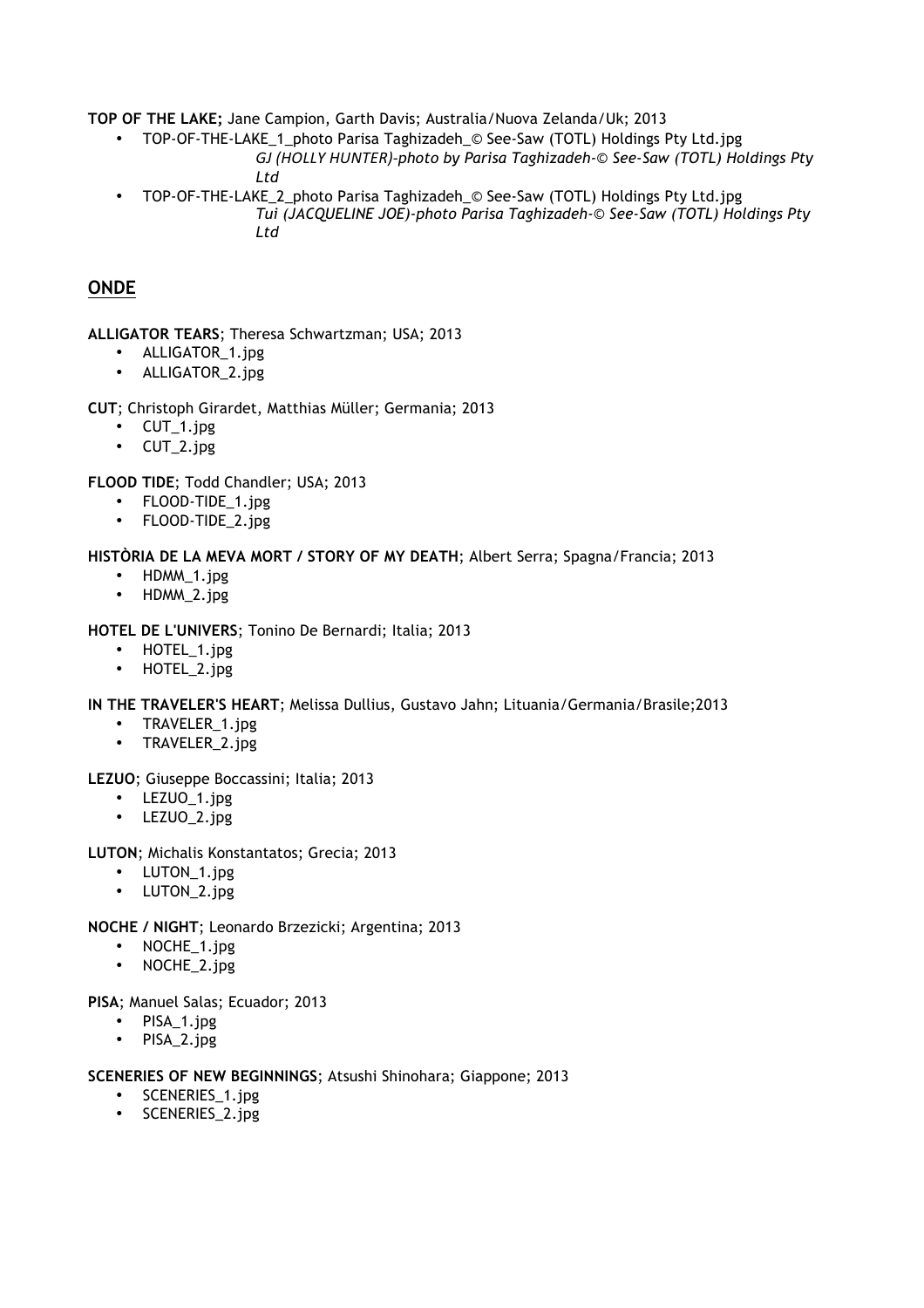**TOP OF THE LAKE;** Jane Campion, Garth Davis; Australia/Nuova Zelanda/Uk; 2013

- TOP-OF-THE-LAKE_1_photo Parisa Taghizadeh_© See-Saw (TOTL) Holdings Pty Ltd.jpg
  *GJ (HOLLY HUNTER)-photo by Parisa Taghizadeh-© See-Saw (TOTL) Holdings Pty Ltd*
- TOP-OF-THE-LAKE_2_photo Parisa Taghizadeh_© See-Saw (TOTL) Holdings Pty Ltd.jpg
  *Tui (JACQUELINE JOE)-photo Parisa Taghizadeh-© See-Saw (TOTL) Holdings Pty Ltd*

## ONDE

**ALLIGATOR TEARS**; Theresa Schwartzman; USA; 2013

- ALLIGATOR_1.jpg
- ALLIGATOR_2.jpg

**CUT**; Christoph Girardet, Matthias Müller; Germania; 2013

- CUT_1.jpg
- CUT_2.jpg

**FLOOD TIDE**; Todd Chandler; USA; 2013

- FLOOD-TIDE_1.jpg
- FLOOD-TIDE_2.jpg

**HISTÒRIA DE LA MEVA MORT / STORY OF MY DEATH**; Albert Serra; Spagna/Francia; 2013

- HDMM_1.jpg
- HDMM_2.jpg

**HOTEL DE L'UNIVERS**; Tonino De Bernardi; Italia; 2013

- HOTEL_1.jpg
- HOTEL_2.jpg

**IN THE TRAVELER'S HEART**; Melissa Dullius, Gustavo Jahn; Lituania/Germania/Brasile;2013

- TRAVELER_1.jpg
- TRAVELER_2.jpg

**LEZUO**; Giuseppe Boccassini; Italia; 2013

- LEZUO_1.jpg
- LEZUO_2.jpg

**LUTON**; Michalis Konstantatos; Grecia; 2013

- LUTON_1.jpg
- LUTON_2.jpg

**NOCHE / NIGHT**; Leonardo Brzezicki; Argentina; 2013

- NOCHE_1.jpg
- NOCHE_2.jpg

**PISA**; Manuel Salas; Ecuador; 2013

- PISA_1.jpg
- PISA_2.jpg

**SCENERIES OF NEW BEGINNINGS**; Atsushi Shinohara; Giappone; 2013

- SCENERIES_1.jpg
- SCENERIES_2.jpg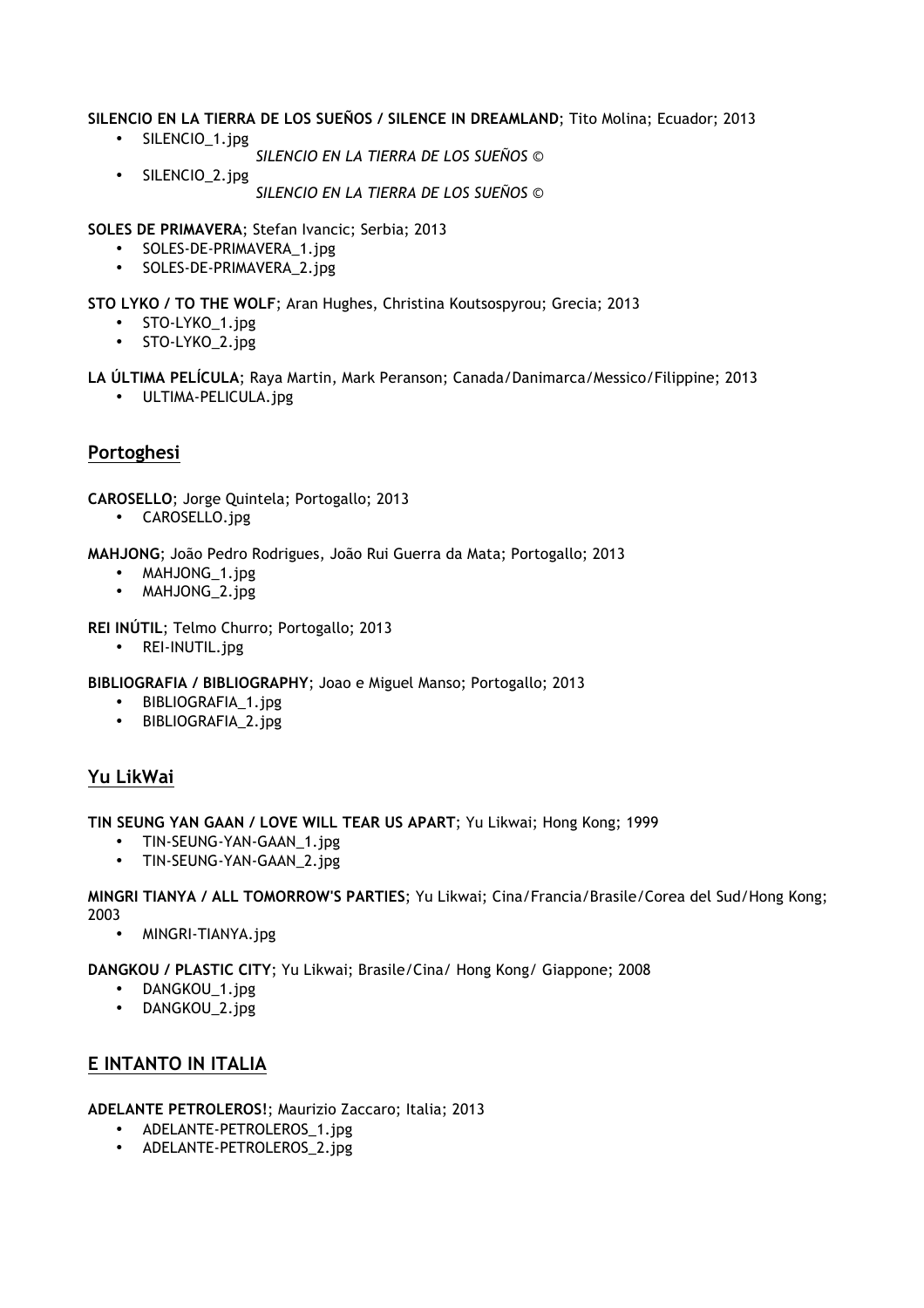**SILENCIO EN LA TIERRA DE LOS SUEÑOS / SILENCE IN DREAMLAND**; Tito Molina; Ecuador; 2013

- SILENCIO_1.jpg
  *SILENCIO EN LA TIERRA DE LOS SUEÑOS ©*
- SILENCIO_2.jpg
  *SILENCIO EN LA TIERRA DE LOS SUEÑOS ©*

**SOLES DE PRIMAVERA**; Stefan Ivancic; Serbia; 2013

- SOLES-DE-PRIMAVERA_1.jpg
- SOLES-DE-PRIMAVERA_2.jpg

**STO LYKO / TO THE WOLF**; Aran Hughes, Christina Koutsospyrou; Grecia; 2013

- STO-LYKO_1.jpg
- STO-LYKO_2.jpg

**LA ÚLTIMA PELÍCULA**; Raya Martin, Mark Peranson; Canada/Danimarca/Messico/Filippine; 2013

- ULTIMA-PELICULA.jpg

## Portoghesi

**CAROSELLO**; Jorge Quintela; Portogallo; 2013

- CAROSELLO.jpg

**MAHJONG**; João Pedro Rodrigues, João Rui Guerra da Mata; Portogallo; 2013

- MAHJONG_1.jpg
- MAHJONG_2.jpg

**REI INÚTIL**; Telmo Churro; Portogallo; 2013

- REI-INUTIL.jpg

**BIBLIOGRAFIA / BIBLIOGRAPHY**; Joao e Miguel Manso; Portogallo; 2013

- BIBLIOGRAFIA_1.jpg
- BIBLIOGRAFIA_2.jpg

## Yu LikWai

**TIN SEUNG YAN GAAN / LOVE WILL TEAR US APART**; Yu Likwai; Hong Kong; 1999

- TIN-SEUNG-YAN-GAAN_1.jpg
- TIN-SEUNG-YAN-GAAN_2.jpg

**MINGRI TIANYA / ALL TOMORROW'S PARTIES**; Yu Likwai; Cina/Francia/Brasile/Corea del Sud/Hong Kong; 2003

- MINGRI-TIANYA.jpg

**DANGKOU / PLASTIC CITY**; Yu Likwai; Brasile/Cina/ Hong Kong/ Giappone; 2008

- DANGKOU_1.jpg
- DANGKOU_2.jpg

## E INTANTO IN ITALIA

**ADELANTE PETROLEROS!**; Maurizio Zaccaro; Italia; 2013

- ADELANTE-PETROLEROS_1.jpg
- ADELANTE-PETROLEROS_2.jpg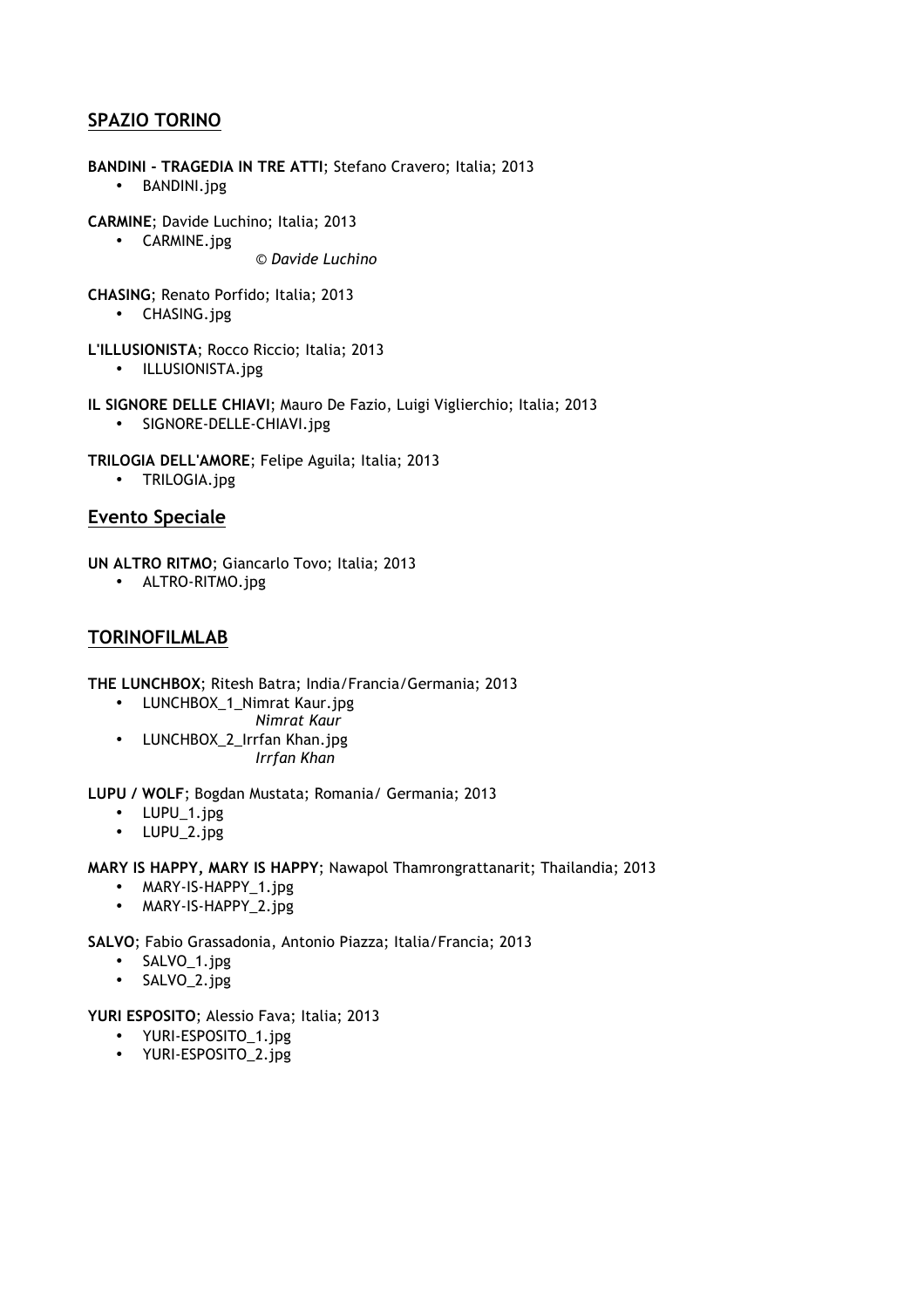## SPAZIO TORINO

**BANDINI - TRAGEDIA IN TRE ATTI**; Stefano Cravero; Italia; 2013

- BANDINI.jpg

**CARMINE**; Davide Luchino; Italia; 2013

- CARMINE.jpg
  *© Davide Luchino*

**CHASING**; Renato Porfido; Italia; 2013

- CHASING.jpg

**L'ILLUSIONISTA**; Rocco Riccio; Italia; 2013

- ILLUSIONISTA.jpg

**IL SIGNORE DELLE CHIAVI**; Mauro De Fazio, Luigi Viglierchio; Italia; 2013

- SIGNORE-DELLE-CHIAVI.jpg

**TRILOGIA DELL'AMORE**; Felipe Aguila; Italia; 2013

- TRILOGIA.jpg

## Evento Speciale

**UN ALTRO RITMO**; Giancarlo Tovo; Italia; 2013

- ALTRO-RITMO.jpg

## TORINOFILMLAB

**THE LUNCHBOX**; Ritesh Batra; India/Francia/Germania; 2013

- LUNCHBOX_1_Nimrat Kaur.jpg
  *Nimrat Kaur*
- LUNCHBOX_2_Irrfan Khan.jpg
  *Irrfan Khan*

**LUPU / WOLF**; Bogdan Mustata; Romania/ Germania; 2013

- LUPU_1.jpg
- LUPU_2.jpg

**MARY IS HAPPY, MARY IS HAPPY**; Nawapol Thamrongrattanarit; Thailandia; 2013

- MARY-IS-HAPPY_1.jpg
- MARY-IS-HAPPY_2.jpg

**SALVO**; Fabio Grassadonia, Antonio Piazza; Italia/Francia; 2013

- SALVO_1.jpg
- SALVO_2.jpg

**YURI ESPOSITO**; Alessio Fava; Italia; 2013

- YURI-ESPOSITO_1.jpg
- YURI-ESPOSITO_2.jpg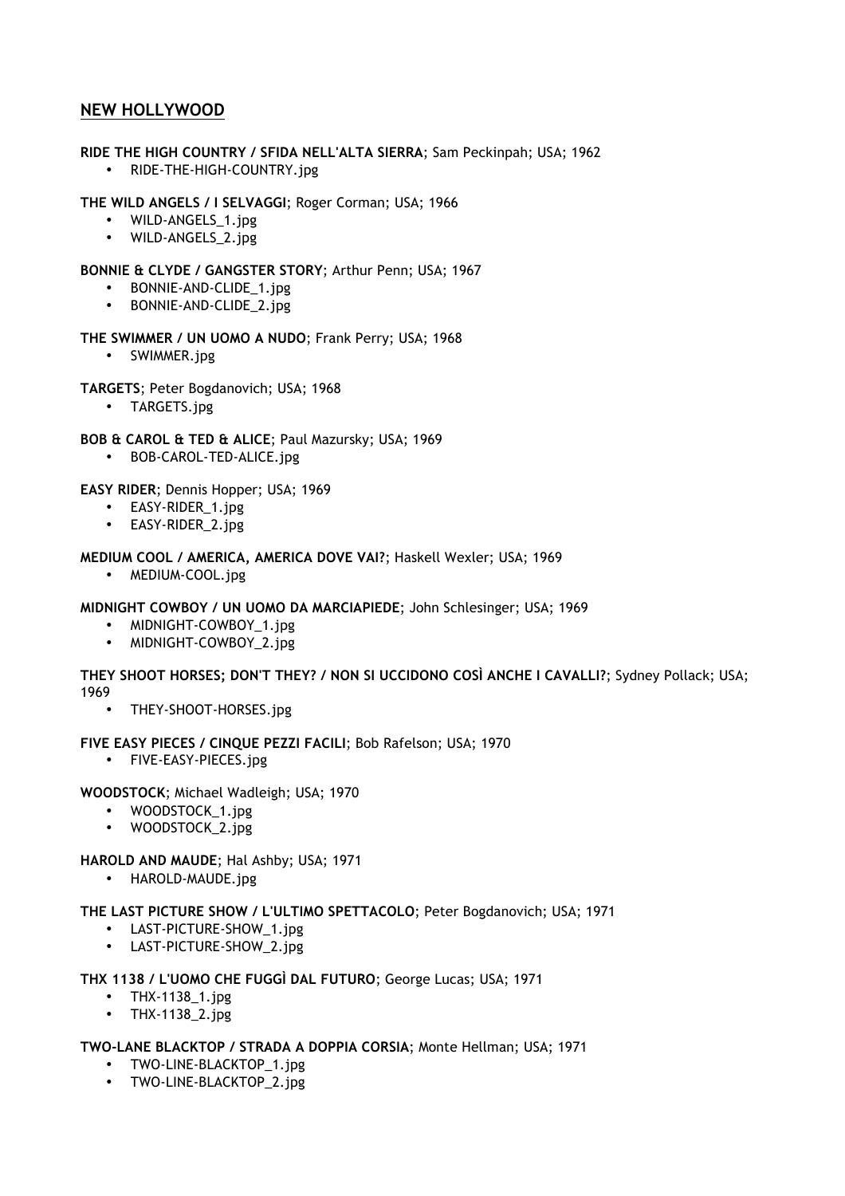## NEW HOLLYWOOD

**RIDE THE HIGH COUNTRY / SFIDA NELL'ALTA SIERRA**; Sam Peckinpah; USA; 1962

- RIDE-THE-HIGH-COUNTRY.jpg

**THE WILD ANGELS / I SELVAGGI**; Roger Corman; USA; 1966

- WILD-ANGELS_1.jpg
- WILD-ANGELS_2.jpg

**BONNIE & CLYDE / GANGSTER STORY**; Arthur Penn; USA; 1967

- BONNIE-AND-CLIDE_1.jpg
- BONNIE-AND-CLIDE_2.jpg

**THE SWIMMER / UN UOMO A NUDO**; Frank Perry; USA; 1968

- SWIMMER.jpg

**TARGETS**; Peter Bogdanovich; USA; 1968

- TARGETS.jpg

**BOB & CAROL & TED & ALICE**; Paul Mazursky; USA; 1969

- BOB-CAROL-TED-ALICE.jpg

**EASY RIDER**; Dennis Hopper; USA; 1969

- EASY-RIDER_1.jpg
- EASY-RIDER_2.jpg

**MEDIUM COOL / AMERICA, AMERICA DOVE VAI?**; Haskell Wexler; USA; 1969

- MEDIUM-COOL.jpg

**MIDNIGHT COWBOY / UN UOMO DA MARCIAPIEDE**; John Schlesinger; USA; 1969

- MIDNIGHT-COWBOY_1.jpg
- MIDNIGHT-COWBOY_2.jpg

**THEY SHOOT HORSES; DON'T THEY? / NON SI UCCIDONO COSÌ ANCHE I CAVALLI?**; Sydney Pollack; USA; 1969

- THEY-SHOOT-HORSES.jpg

**FIVE EASY PIECES / CINQUE PEZZI FACILI**; Bob Rafelson; USA; 1970

- FIVE-EASY-PIECES.jpg

**WOODSTOCK**; Michael Wadleigh; USA; 1970

- WOODSTOCK_1.jpg
- WOODSTOCK_2.jpg

**HAROLD AND MAUDE**; Hal Ashby; USA; 1971

- HAROLD-MAUDE.jpg

**THE LAST PICTURE SHOW / L'ULTIMO SPETTACOLO**; Peter Bogdanovich; USA; 1971

- LAST-PICTURE-SHOW_1.jpg
- LAST-PICTURE-SHOW_2.jpg

**THX 1138 / L'UOMO CHE FUGGÌ DAL FUTURO**; George Lucas; USA; 1971

- THX-1138_1.jpg
- THX-1138_2.jpg

**TWO-LANE BLACKTOP / STRADA A DOPPIA CORSIA**; Monte Hellman; USA; 1971

- TWO-LINE-BLACKTOP_1.jpg
- TWO-LINE-BLACKTOP_2.jpg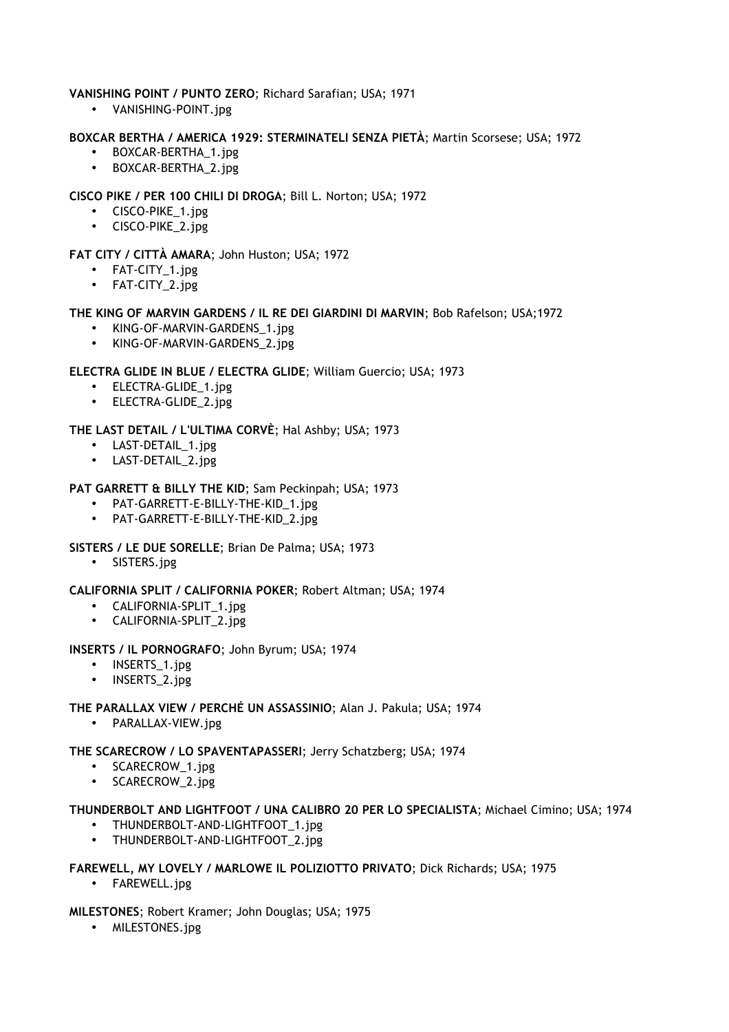**VANISHING POINT / PUNTO ZERO**; Richard Sarafian; USA; 1971

- VANISHING-POINT.jpg

**BOXCAR BERTHA / AMERICA 1929: STERMINATELI SENZA PIETÀ**; Martin Scorsese; USA; 1972

- BOXCAR-BERTHA_1.jpg
- BOXCAR-BERTHA_2.jpg

**CISCO PIKE / PER 100 CHILI DI DROGA**; Bill L. Norton; USA; 1972

- CISCO-PIKE_1.jpg
- CISCO-PIKE_2.jpg

**FAT CITY / CITTÀ AMARA**; John Huston; USA; 1972

- FAT-CITY_1.jpg
- FAT-CITY_2.jpg

**THE KING OF MARVIN GARDENS / IL RE DEI GIARDINI DI MARVIN**; Bob Rafelson; USA;1972

- KING-OF-MARVIN-GARDENS_1.jpg
- KING-OF-MARVIN-GARDENS_2.jpg

**ELECTRA GLIDE IN BLUE / ELECTRA GLIDE**; William Guercio; USA; 1973

- ELECTRA-GLIDE_1.jpg
- ELECTRA-GLIDE_2.jpg

**THE LAST DETAIL / L'ULTIMA CORVÈ**; Hal Ashby; USA; 1973

- LAST-DETAIL_1.jpg
- LAST-DETAIL_2.jpg

**PAT GARRETT & BILLY THE KID**; Sam Peckinpah; USA; 1973

- PAT-GARRETT-E-BILLY-THE-KID_1.jpg
- PAT-GARRETT-E-BILLY-THE-KID_2.jpg

**SISTERS / LE DUE SORELLE**; Brian De Palma; USA; 1973

- SISTERS.jpg

**CALIFORNIA SPLIT / CALIFORNIA POKER**; Robert Altman; USA; 1974

- CALIFORNIA-SPLIT_1.jpg
- CALIFORNIA-SPLIT_2.jpg

**INSERTS / IL PORNOGRAFO**; John Byrum; USA; 1974

- INSERTS_1.jpg
- INSERTS_2.jpg

**THE PARALLAX VIEW / PERCHÉ UN ASSASSINIO**; Alan J. Pakula; USA; 1974

- PARALLAX-VIEW.jpg

**THE SCARECROW / LO SPAVENTAPASSERI**; Jerry Schatzberg; USA; 1974

- SCARECROW_1.jpg
- SCARECROW_2.jpg

**THUNDERBOLT AND LIGHTFOOT / UNA CALIBRO 20 PER LO SPECIALISTA**; Michael Cimino; USA; 1974

- THUNDERBOLT-AND-LIGHTFOOT_1.jpg
- THUNDERBOLT-AND-LIGHTFOOT_2.jpg

**FAREWELL, MY LOVELY / MARLOWE IL POLIZIOTTO PRIVATO**; Dick Richards; USA; 1975

- FAREWELL.jpg

**MILESTONES**; Robert Kramer; John Douglas; USA; 1975

- MILESTONES.jpg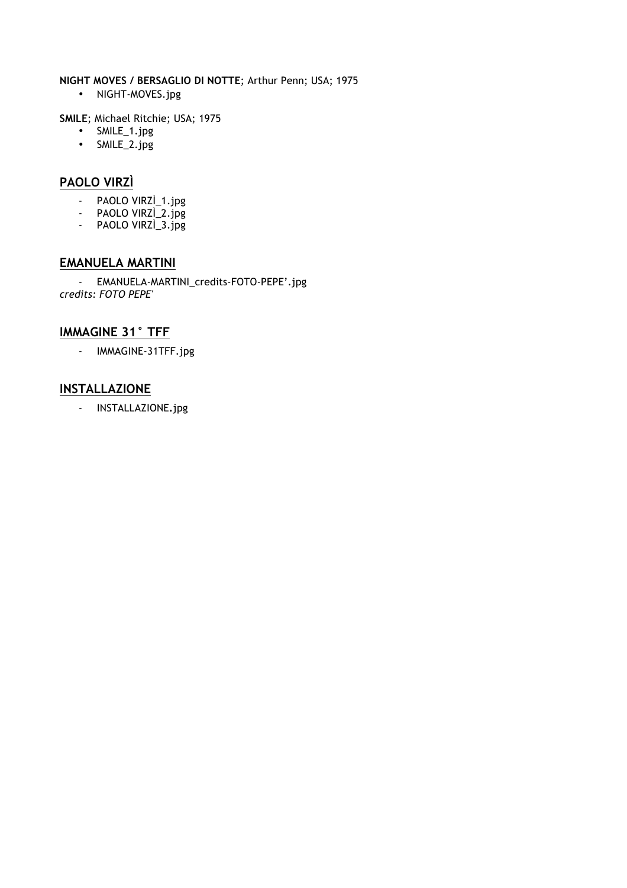**NIGHT MOVES / BERSAGLIO DI NOTTE**; Arthur Penn; USA; 1975

- NIGHT-MOVES.jpg

**SMILE**; Michael Ritchie; USA; 1975

- SMILE_1.jpg
- SMILE_2.jpg

## PAOLO VIRZÌ

- PAOLO VIRZÌ_1.jpg
- PAOLO VIRZÌ_2.jpg
- PAOLO VIRZÌ_3.jpg

## EMANUELA MARTINI

- EMANUELA-MARTINI_credits-FOTO-PEPE'.jpg

*credits: FOTO PEPE'*

## IMMAGINE 31° TFF

- IMMAGINE-31TFF.jpg

## INSTALLAZIONE

- INSTALLAZIONE.jpg